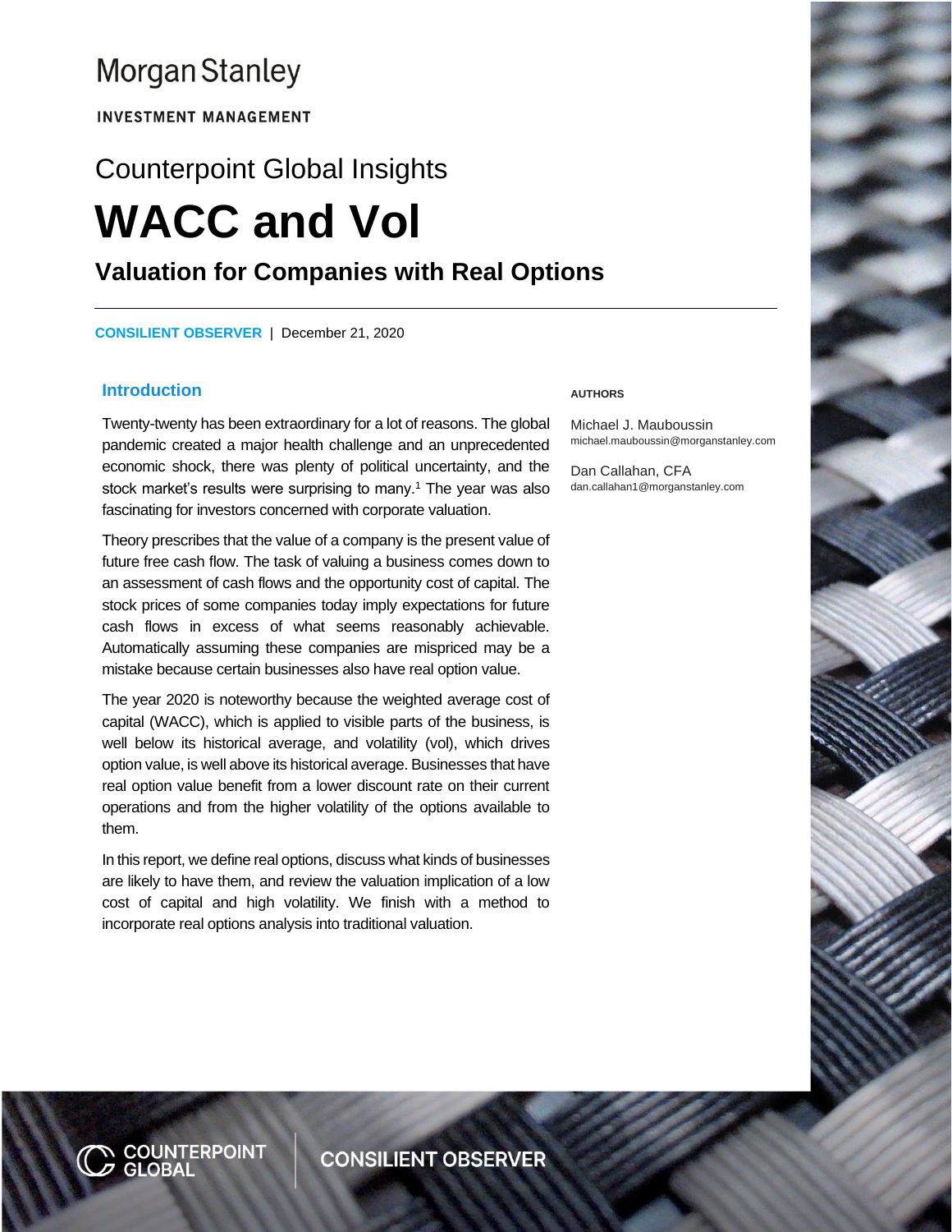Morgan Stanley

INVESTMENT MANAGEMENT

Counterpoint Global Insights

# WACC and Vol

## Valuation for Companies with Real Options

**CONSILIENT OBSERVER** | December 21, 2020

### Introduction

Twenty-twenty has been extraordinary for a lot of reasons. The global pandemic created a major health challenge and an unprecedented economic shock, there was plenty of political uncertainty, and the stock market's results were surprising to many.[1] The year was also fascinating for investors concerned with corporate valuation.

Theory prescribes that the value of a company is the present value of future free cash flow. The task of valuing a business comes down to an assessment of cash flows and the opportunity cost of capital. The stock prices of some companies today imply expectations for future cash flows in excess of what seems reasonably achievable. Automatically assuming these companies are mispriced may be a mistake because certain businesses also have real option value.

The year 2020 is noteworthy because the weighted average cost of capital (WACC), which is applied to visible parts of the business, is well below its historical average, and volatility (vol), which drives option value, is well above its historical average. Businesses that have real option value benefit from a lower discount rate on their current operations and from the higher volatility of the options available to them.

In this report, we define real options, discuss what kinds of businesses are likely to have them, and review the valuation implication of a low cost of capital and high volatility. We finish with a method to incorporate real options analysis into traditional valuation.

**AUTHORS**

Michael J. Mauboussin
michael.mauboussin@morganstanley.com

Dan Callahan, CFA
dan.callahan1@morganstanley.com

COUNTERPOINT GLOBAL | CONSILIENT OBSERVER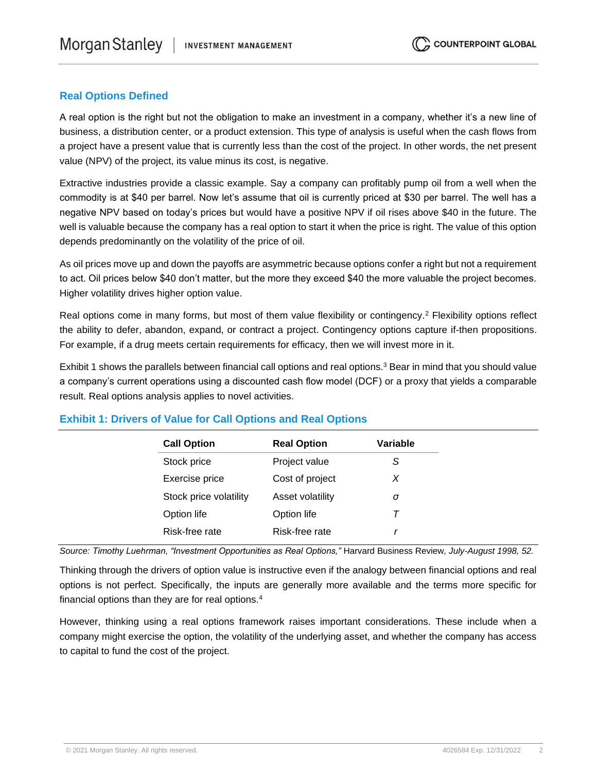## Real Options Defined

A real option is the right but not the obligation to make an investment in a company, whether it's a new line of business, a distribution center, or a product extension. This type of analysis is useful when the cash flows from a project have a present value that is currently less than the cost of the project. In other words, the net present value (NPV) of the project, its value minus its cost, is negative.

Extractive industries provide a classic example. Say a company can profitably pump oil from a well when the commodity is at $40 per barrel. Now let's assume that oil is currently priced at $30 per barrel. The well has a negative NPV based on today's prices but would have a positive NPV if oil rises above $40 in the future. The well is valuable because the company has a real option to start it when the price is right. The value of this option depends predominantly on the volatility of the price of oil.

As oil prices move up and down the payoffs are asymmetric because options confer a right but not a requirement to act. Oil prices below $40 don't matter, but the more they exceed $40 the more valuable the project becomes. Higher volatility drives higher option value.

Real options come in many forms, but most of them value flexibility or contingency.[2] Flexibility options reflect the ability to defer, abandon, expand, or contract a project. Contingency options capture if-then propositions. For example, if a drug meets certain requirements for efficacy, then we will invest more in it.

Exhibit 1 shows the parallels between financial call options and real options.[3] Bear in mind that you should value a company's current operations using a discounted cash flow model (DCF) or a proxy that yields a comparable result. Real options analysis applies to novel activities.

### Exhibit 1: Drivers of Value for Call Options and Real Options

| Call Option | Real Option | Variable |
|---|---|---|
| Stock price | Project value | $S$ |
| Exercise price | Cost of project | $X$ |
| Stock price volatility | Asset volatility | $\sigma$ |
| Option life | Option life | $T$ |
| Risk-free rate | Risk-free rate | $r$ |

*Source: Timothy Luehrman, "Investment Opportunities as Real Options,"* Harvard Business Review*, July-August 1998, 52.*

Thinking through the drivers of option value is instructive even if the analogy between financial options and real options is not perfect. Specifically, the inputs are generally more available and the terms more specific for financial options than they are for real options.[4]

However, thinking using a real options framework raises important considerations. These include when a company might exercise the option, the volatility of the underlying asset, and whether the company has access to capital to fund the cost of the project.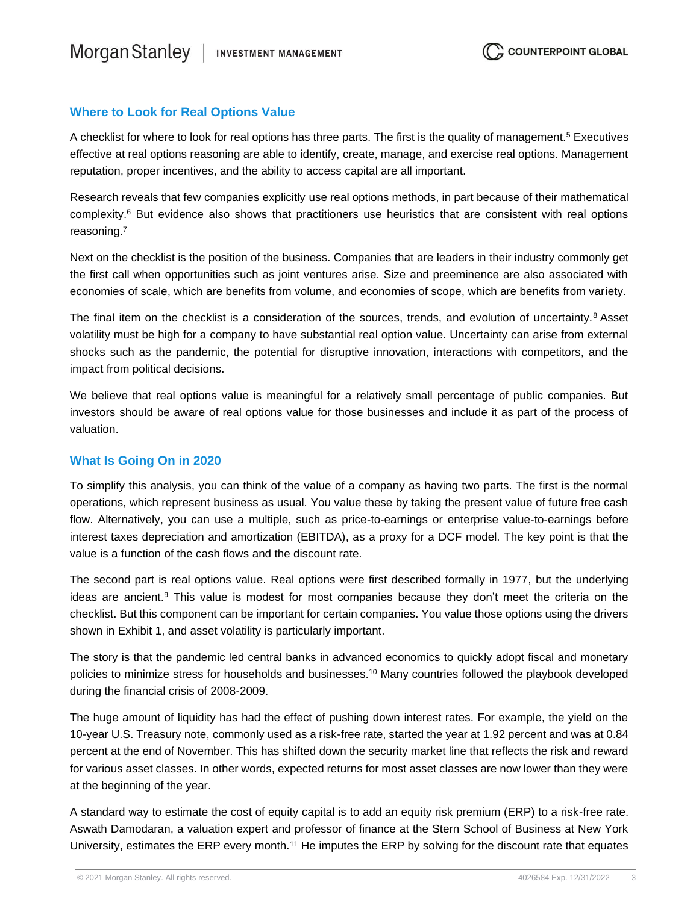## Where to Look for Real Options Value

A checklist for where to look for real options has three parts. The first is the quality of management.[5] Executives effective at real options reasoning are able to identify, create, manage, and exercise real options. Management reputation, proper incentives, and the ability to access capital are all important.

Research reveals that few companies explicitly use real options methods, in part because of their mathematical complexity.[6] But evidence also shows that practitioners use heuristics that are consistent with real options reasoning.[7]

Next on the checklist is the position of the business. Companies that are leaders in their industry commonly get the first call when opportunities such as joint ventures arise. Size and preeminence are also associated with economies of scale, which are benefits from volume, and economies of scope, which are benefits from variety.

The final item on the checklist is a consideration of the sources, trends, and evolution of uncertainty.[8] Asset volatility must be high for a company to have substantial real option value. Uncertainty can arise from external shocks such as the pandemic, the potential for disruptive innovation, interactions with competitors, and the impact from political decisions.

We believe that real options value is meaningful for a relatively small percentage of public companies. But investors should be aware of real options value for those businesses and include it as part of the process of valuation.

## What Is Going On in 2020

To simplify this analysis, you can think of the value of a company as having two parts. The first is the normal operations, which represent business as usual. You value these by taking the present value of future free cash flow. Alternatively, you can use a multiple, such as price-to-earnings or enterprise value-to-earnings before interest taxes depreciation and amortization (EBITDA), as a proxy for a DCF model. The key point is that the value is a function of the cash flows and the discount rate.

The second part is real options value. Real options were first described formally in 1977, but the underlying ideas are ancient.[9] This value is modest for most companies because they don't meet the criteria on the checklist. But this component can be important for certain companies. You value those options using the drivers shown in Exhibit 1, and asset volatility is particularly important.

The story is that the pandemic led central banks in advanced economics to quickly adopt fiscal and monetary policies to minimize stress for households and businesses.[10] Many countries followed the playbook developed during the financial crisis of 2008-2009.

The huge amount of liquidity has had the effect of pushing down interest rates. For example, the yield on the 10-year U.S. Treasury note, commonly used as a risk-free rate, started the year at 1.92 percent and was at 0.84 percent at the end of November. This has shifted down the security market line that reflects the risk and reward for various asset classes. In other words, expected returns for most asset classes are now lower than they were at the beginning of the year.

A standard way to estimate the cost of equity capital is to add an equity risk premium (ERP) to a risk-free rate. Aswath Damodaran, a valuation expert and professor of finance at the Stern School of Business at New York University, estimates the ERP every month.[11] He imputes the ERP by solving for the discount rate that equates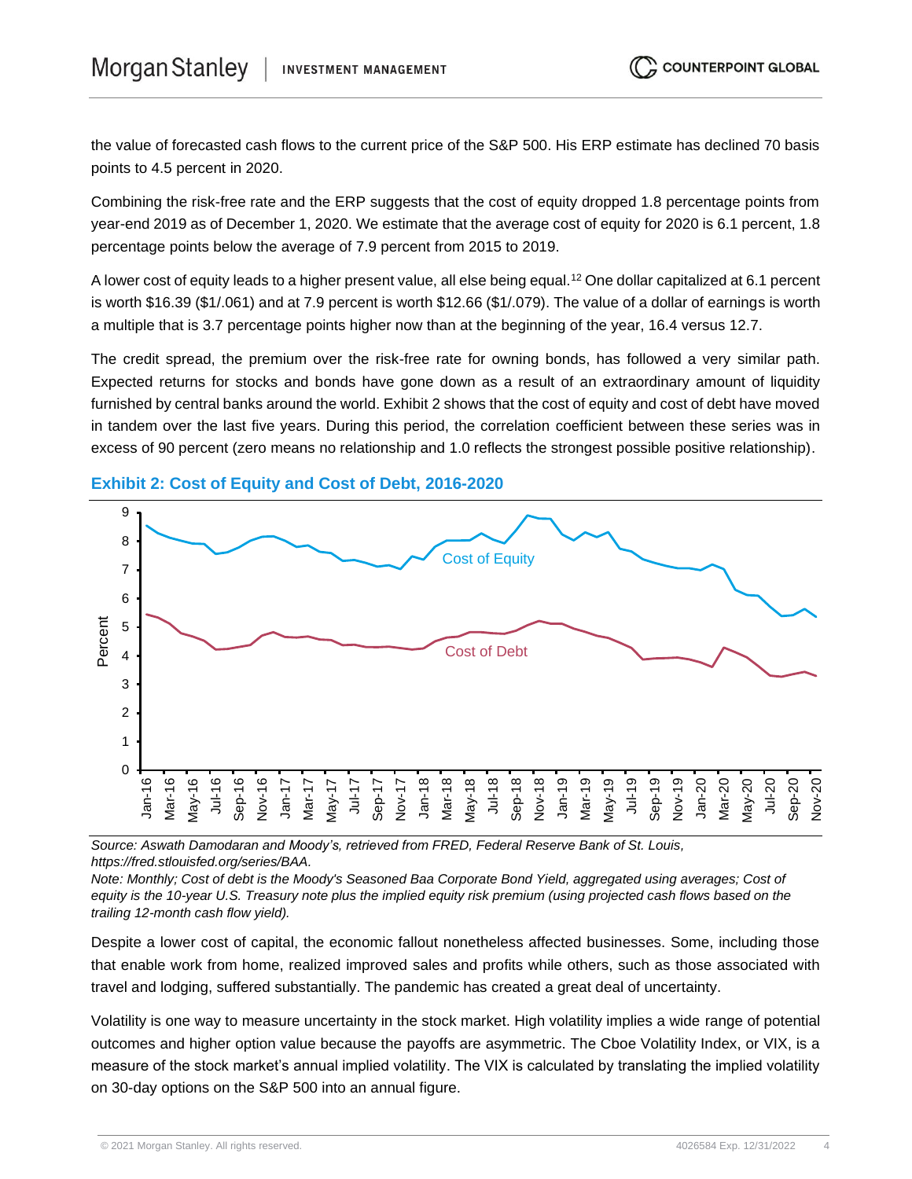the value of forecasted cash flows to the current price of the S&P 500. His ERP estimate has declined 70 basis points to 4.5 percent in 2020.

Combining the risk-free rate and the ERP suggests that the cost of equity dropped 1.8 percentage points from year-end 2019 as of December 1, 2020. We estimate that the average cost of equity for 2020 is 6.1 percent, 1.8 percentage points below the average of 7.9 percent from 2015 to 2019.

A lower cost of equity leads to a higher present value, all else being equal.[12] One dollar capitalized at 6.1 percent is worth $16.39 ($1/.061) and at 7.9 percent is worth $12.66 ($1/.079). The value of a dollar of earnings is worth a multiple that is 3.7 percentage points higher now than at the beginning of the year, 16.4 versus 12.7.

The credit spread, the premium over the risk-free rate for owning bonds, has followed a very similar path. Expected returns for stocks and bonds have gone down as a result of an extraordinary amount of liquidity furnished by central banks around the world. Exhibit 2 shows that the cost of equity and cost of debt have moved in tandem over the last five years. During this period, the correlation coefficient between these series was in excess of 90 percent (zero means no relationship and 1.0 reflects the strongest possible positive relationship).

### Exhibit 2: Cost of Equity and Cost of Debt, 2016-2020

*Source: Aswath Damodaran and Moody's, retrieved from FRED, Federal Reserve Bank of St. Louis, https://fred.stlouisfed.org/series/BAA.*
*Note: Monthly; Cost of debt is the Moody's Seasoned Baa Corporate Bond Yield, aggregated using averages; Cost of equity is the 10-year U.S. Treasury note plus the implied equity risk premium (using projected cash flows based on the trailing 12-month cash flow yield).*

Despite a lower cost of capital, the economic fallout nonetheless affected businesses. Some, including those that enable work from home, realized improved sales and profits while others, such as those associated with travel and lodging, suffered substantially. The pandemic has created a great deal of uncertainty.

Volatility is one way to measure uncertainty in the stock market. High volatility implies a wide range of potential outcomes and higher option value because the payoffs are asymmetric. The Cboe Volatility Index, or VIX, is a measure of the stock market's annual implied volatility. The VIX is calculated by translating the implied volatility on 30-day options on the S&P 500 into an annual figure.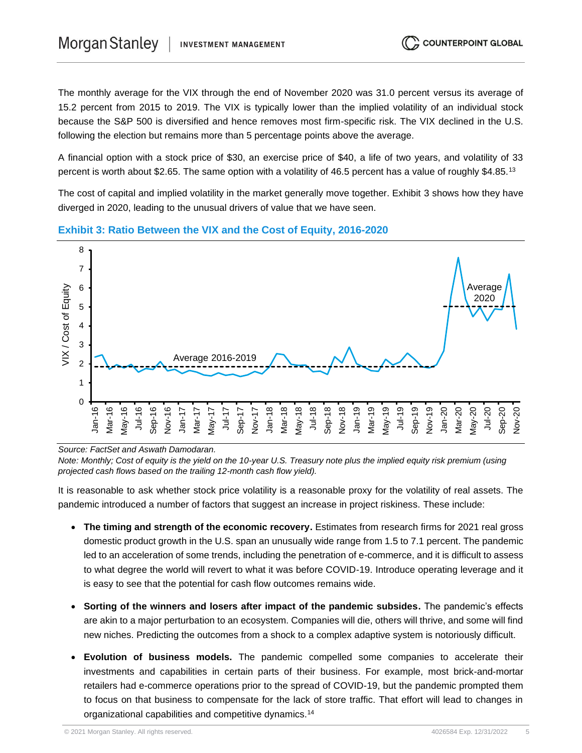The monthly average for the VIX through the end of November 2020 was 31.0 percent versus its average of 15.2 percent from 2015 to 2019. The VIX is typically lower than the implied volatility of an individual stock because the S&P 500 is diversified and hence removes most firm-specific risk. The VIX declined in the U.S. following the election but remains more than 5 percentage points above the average.

A financial option with a stock price of $30, an exercise price of $40, a life of two years, and volatility of 33 percent is worth about $2.65. The same option with a volatility of 46.5 percent has a value of roughly $4.85.[13]

The cost of capital and implied volatility in the market generally move together. Exhibit 3 shows how they have diverged in 2020, leading to the unusual drivers of value that we have seen.

### Exhibit 3: Ratio Between the VIX and the Cost of Equity, 2016-2020

*Source: FactSet and Aswath Damodaran.*
*Note: Monthly; Cost of equity is the yield on the 10-year U.S. Treasury note plus the implied equity risk premium (using projected cash flows based on the trailing 12-month cash flow yield).*

It is reasonable to ask whether stock price volatility is a reasonable proxy for the volatility of real assets. The pandemic introduced a number of factors that suggest an increase in project riskiness. These include:

- **The timing and strength of the economic recovery.** Estimates from research firms for 2021 real gross domestic product growth in the U.S. span an unusually wide range from 1.5 to 7.1 percent. The pandemic led to an acceleration of some trends, including the penetration of e-commerce, and it is difficult to assess to what degree the world will revert to what it was before COVID-19. Introduce operating leverage and it is easy to see that the potential for cash flow outcomes remains wide.

- **Sorting of the winners and losers after impact of the pandemic subsides.** The pandemic's effects are akin to a major perturbation to an ecosystem. Companies will die, others will thrive, and some will find new niches. Predicting the outcomes from a shock to a complex adaptive system is notoriously difficult.

- **Evolution of business models.** The pandemic compelled some companies to accelerate their investments and capabilities in certain parts of their business. For example, most brick-and-mortar retailers had e-commerce operations prior to the spread of COVID-19, but the pandemic prompted them to focus on that business to compensate for the lack of store traffic. That effort will lead to changes in organizational capabilities and competitive dynamics.[14]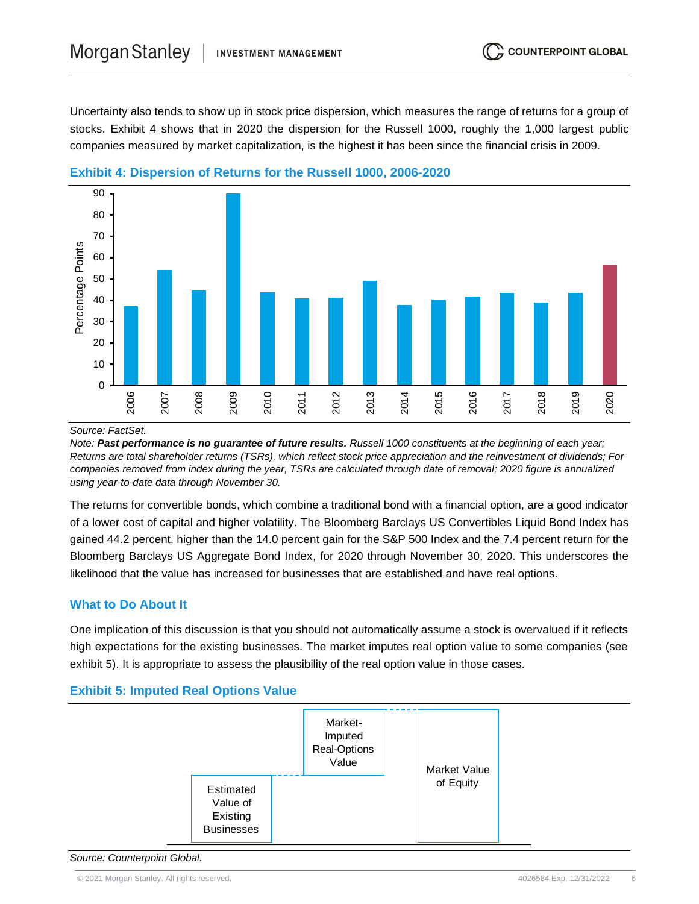Uncertainty also tends to show up in stock price dispersion, which measures the range of returns for a group of stocks. Exhibit 4 shows that in 2020 the dispersion for the Russell 1000, roughly the 1,000 largest public companies measured by market capitalization, is the highest it has been since the financial crisis in 2009.

### Exhibit 4: Dispersion of Returns for the Russell 1000, 2006-2020

Source: FactSet.

*Note:* ***Past performance is no guarantee of future results.*** *Russell 1000 constituents at the beginning of each year; Returns are total shareholder returns (TSRs), which reflect stock price appreciation and the reinvestment of dividends; For companies removed from index during the year, TSRs are calculated through date of removal; 2020 figure is annualized using year-to-date data through November 30.*

The returns for convertible bonds, which combine a traditional bond with a financial option, are a good indicator of a lower cost of capital and higher volatility. The Bloomberg Barclays US Convertibles Liquid Bond Index has gained 44.2 percent, higher than the 14.0 percent gain for the S&P 500 Index and the 7.4 percent return for the Bloomberg Barclays US Aggregate Bond Index, for 2020 through November 30, 2020. This underscores the likelihood that the value has increased for businesses that are established and have real options.

## What to Do About It

One implication of this discussion is that you should not automatically assume a stock is overvalued if it reflects high expectations for the existing businesses. The market imputes real option value to some companies (see exhibit 5). It is appropriate to assess the plausibility of the real option value in those cases.

### Exhibit 5: Imputed Real Options Value

Source: Counterpoint Global.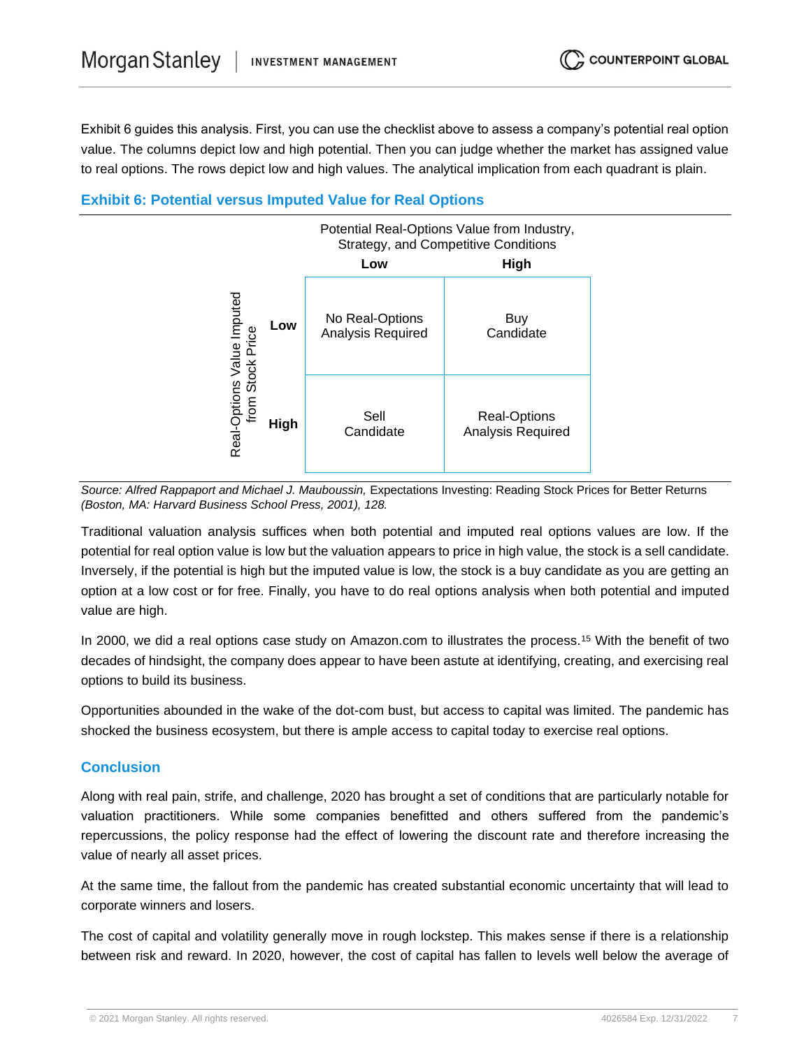Exhibit 6 guides this analysis. First, you can use the checklist above to assess a company's potential real option value. The columns depict low and high potential. Then you can judge whether the market has assigned value to real options. The rows depict low and high values. The analytical implication from each quadrant is plain.

### Exhibit 6: Potential versus Imputed Value for Real Options

| Real-Options Value Imputed from Stock Price | Potential Real-Options Value from Industry, Strategy, and Competitive Conditions: Low | Potential Real-Options Value from Industry, Strategy, and Competitive Conditions: High |
|---|---|---|
| **Low** | No Real-Options Analysis Required | Buy Candidate |
| **High** | Sell Candidate | Real-Options Analysis Required |

*Source: Alfred Rappaport and Michael J. Mauboussin,* Expectations Investing: Reading Stock Prices for Better Returns *(Boston, MA: Harvard Business School Press, 2001), 128.*

Traditional valuation analysis suffices when both potential and imputed real options values are low. If the potential for real option value is low but the valuation appears to price in high value, the stock is a sell candidate. Inversely, if the potential is high but the imputed value is low, the stock is a buy candidate as you are getting an option at a low cost or for free. Finally, you have to do real options analysis when both potential and imputed value are high.

In 2000, we did a real options case study on Amazon.com to illustrates the process.[15] With the benefit of two decades of hindsight, the company does appear to have been astute at identifying, creating, and exercising real options to build its business.

Opportunities abounded in the wake of the dot-com bust, but access to capital was limited. The pandemic has shocked the business ecosystem, but there is ample access to capital today to exercise real options.

## Conclusion

Along with real pain, strife, and challenge, 2020 has brought a set of conditions that are particularly notable for valuation practitioners. While some companies benefitted and others suffered from the pandemic's repercussions, the policy response had the effect of lowering the discount rate and therefore increasing the value of nearly all asset prices.

At the same time, the fallout from the pandemic has created substantial economic uncertainty that will lead to corporate winners and losers.

The cost of capital and volatility generally move in rough lockstep. This makes sense if there is a relationship between risk and reward. In 2020, however, the cost of capital has fallen to levels well below the average of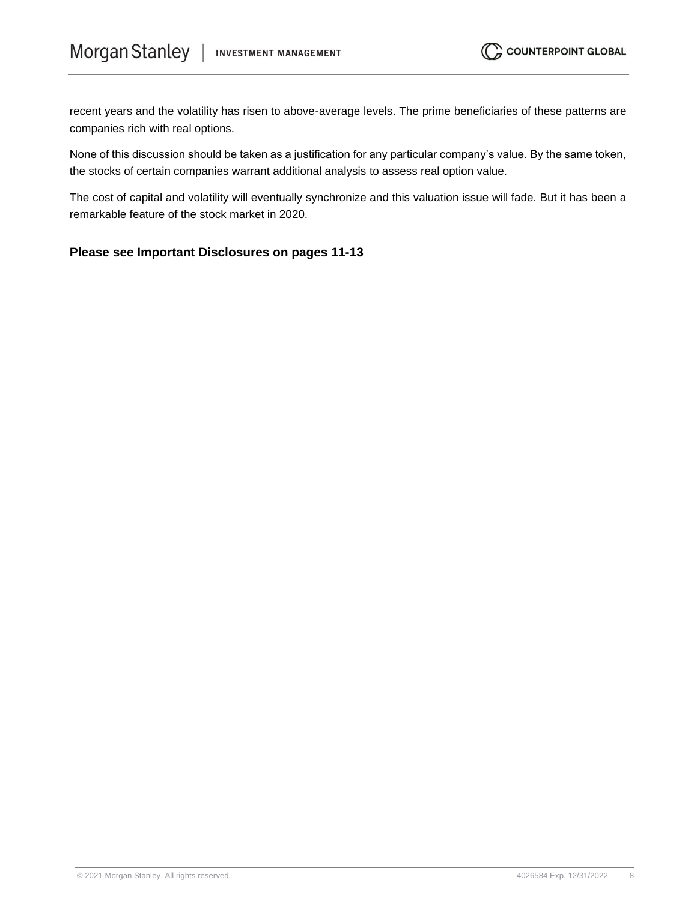recent years and the volatility has risen to above-average levels. The prime beneficiaries of these patterns are companies rich with real options.

None of this discussion should be taken as a justification for any particular company's value. By the same token, the stocks of certain companies warrant additional analysis to assess real option value.

The cost of capital and volatility will eventually synchronize and this valuation issue will fade. But it has been a remarkable feature of the stock market in 2020.

**Please see Important Disclosures on pages 11-13**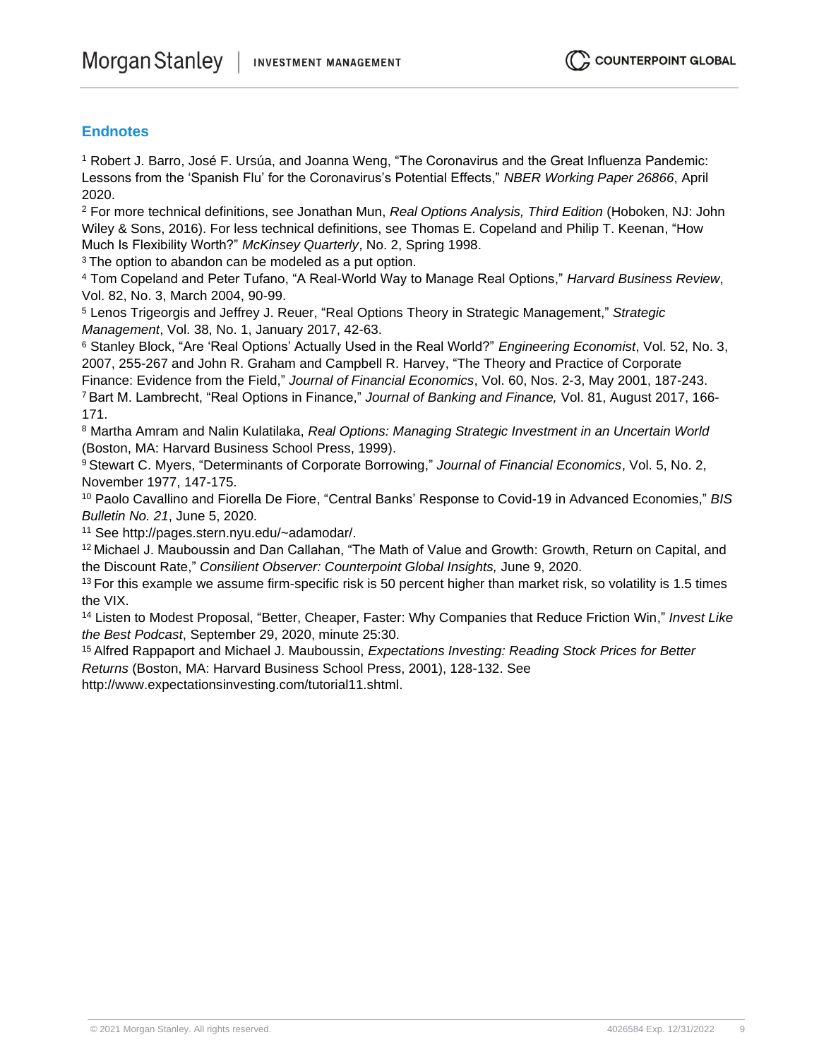## Endnotes

[1] Robert J. Barro, José F. Ursúa, and Joanna Weng, "The Coronavirus and the Great Influenza Pandemic: Lessons from the 'Spanish Flu' for the Coronavirus's Potential Effects," *NBER Working Paper 26866*, April 2020.

[2] For more technical definitions, see Jonathan Mun, *Real Options Analysis, Third Edition* (Hoboken, NJ: John Wiley & Sons, 2016). For less technical definitions, see Thomas E. Copeland and Philip T. Keenan, "How Much Is Flexibility Worth?" *McKinsey Quarterly*, No. 2, Spring 1998.

[3] The option to abandon can be modeled as a put option.

[4] Tom Copeland and Peter Tufano, "A Real-World Way to Manage Real Options," *Harvard Business Review*, Vol. 82, No. 3, March 2004, 90-99.

[5] Lenos Trigeorgis and Jeffrey J. Reuer, "Real Options Theory in Strategic Management," *Strategic Management*, Vol. 38, No. 1, January 2017, 42-63.

[6] Stanley Block, "Are 'Real Options' Actually Used in the Real World?" *Engineering Economist*, Vol. 52, No. 3, 2007, 255-267 and John R. Graham and Campbell R. Harvey, "The Theory and Practice of Corporate Finance: Evidence from the Field," *Journal of Financial Economics*, Vol. 60, Nos. 2-3, May 2001, 187-243.

[7] Bart M. Lambrecht, "Real Options in Finance," *Journal of Banking and Finance,* Vol. 81, August 2017, 166-171.

[8] Martha Amram and Nalin Kulatilaka, *Real Options: Managing Strategic Investment in an Uncertain World* (Boston, MA: Harvard Business School Press, 1999).

[9] Stewart C. Myers, "Determinants of Corporate Borrowing," *Journal of Financial Economics*, Vol. 5, No. 2, November 1977, 147-175.

[10] Paolo Cavallino and Fiorella De Fiore, "Central Banks' Response to Covid-19 in Advanced Economies," *BIS Bulletin No. 21*, June 5, 2020.

[11] See http://pages.stern.nyu.edu/~adamodar/.

[12] Michael J. Mauboussin and Dan Callahan, "The Math of Value and Growth: Growth, Return on Capital, and the Discount Rate," *Consilient Observer: Counterpoint Global Insights,* June 9, 2020.

[13] For this example we assume firm-specific risk is 50 percent higher than market risk, so volatility is 1.5 times the VIX.

[14] Listen to Modest Proposal, "Better, Cheaper, Faster: Why Companies that Reduce Friction Win," *Invest Like the Best Podcast*, September 29, 2020, minute 25:30.

[15] Alfred Rappaport and Michael J. Mauboussin, *Expectations Investing: Reading Stock Prices for Better Returns* (Boston, MA: Harvard Business School Press, 2001), 128-132. See http://www.expectationsinvesting.com/tutorial11.shtml.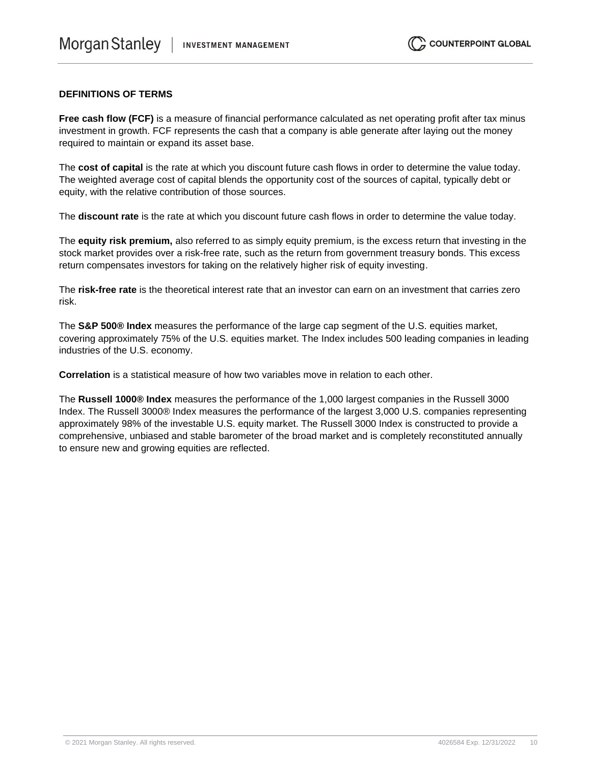## DEFINITIONS OF TERMS

**Free cash flow (FCF)** is a measure of financial performance calculated as net operating profit after tax minus investment in growth. FCF represents the cash that a company is able generate after laying out the money required to maintain or expand its asset base.

The **cost of capital** is the rate at which you discount future cash flows in order to determine the value today. The weighted average cost of capital blends the opportunity cost of the sources of capital, typically debt or equity, with the relative contribution of those sources.

The **discount rate** is the rate at which you discount future cash flows in order to determine the value today.

The **equity risk premium,** also referred to as simply equity premium, is the excess return that investing in the stock market provides over a risk-free rate, such as the return from government treasury bonds. This excess return compensates investors for taking on the relatively higher risk of equity investing.

The **risk-free rate** is the theoretical interest rate that an investor can earn on an investment that carries zero risk.

The **S&P 500® Index** measures the performance of the large cap segment of the U.S. equities market, covering approximately 75% of the U.S. equities market. The Index includes 500 leading companies in leading industries of the U.S. economy.

**Correlation** is a statistical measure of how two variables move in relation to each other.

The **Russell 1000® Index** measures the performance of the 1,000 largest companies in the Russell 3000 Index. The Russell 3000® Index measures the performance of the largest 3,000 U.S. companies representing approximately 98% of the investable U.S. equity market. The Russell 3000 Index is constructed to provide a comprehensive, unbiased and stable barometer of the broad market and is completely reconstituted annually to ensure new and growing equities are reflected.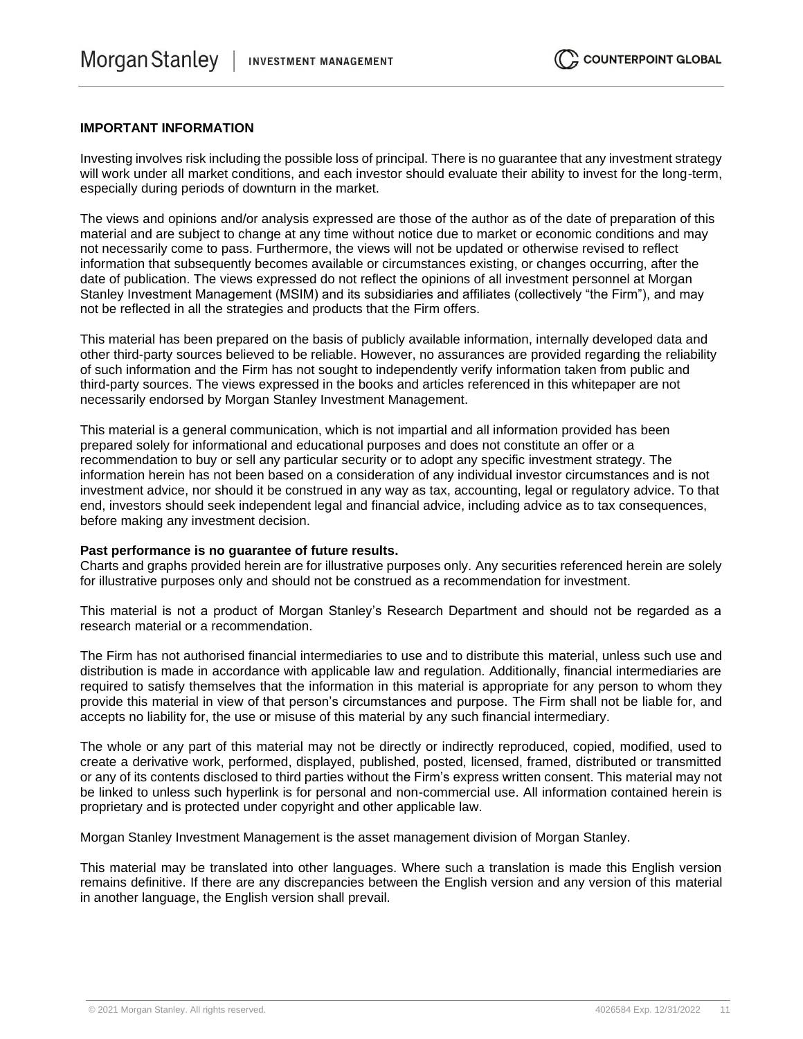## IMPORTANT INFORMATION

Investing involves risk including the possible loss of principal. There is no guarantee that any investment strategy will work under all market conditions, and each investor should evaluate their ability to invest for the long-term, especially during periods of downturn in the market.

The views and opinions and/or analysis expressed are those of the author as of the date of preparation of this material and are subject to change at any time without notice due to market or economic conditions and may not necessarily come to pass. Furthermore, the views will not be updated or otherwise revised to reflect information that subsequently becomes available or circumstances existing, or changes occurring, after the date of publication. The views expressed do not reflect the opinions of all investment personnel at Morgan Stanley Investment Management (MSIM) and its subsidiaries and affiliates (collectively "the Firm"), and may not be reflected in all the strategies and products that the Firm offers.

This material has been prepared on the basis of publicly available information, internally developed data and other third-party sources believed to be reliable. However, no assurances are provided regarding the reliability of such information and the Firm has not sought to independently verify information taken from public and third-party sources. The views expressed in the books and articles referenced in this whitepaper are not necessarily endorsed by Morgan Stanley Investment Management.

This material is a general communication, which is not impartial and all information provided has been prepared solely for informational and educational purposes and does not constitute an offer or a recommendation to buy or sell any particular security or to adopt any specific investment strategy. The information herein has not been based on a consideration of any individual investor circumstances and is not investment advice, nor should it be construed in any way as tax, accounting, legal or regulatory advice. To that end, investors should seek independent legal and financial advice, including advice as to tax consequences, before making any investment decision.

**Past performance is no guarantee of future results.**
Charts and graphs provided herein are for illustrative purposes only. Any securities referenced herein are solely for illustrative purposes only and should not be construed as a recommendation for investment.

This material is not a product of Morgan Stanley's Research Department and should not be regarded as a research material or a recommendation.

The Firm has not authorised financial intermediaries to use and to distribute this material, unless such use and distribution is made in accordance with applicable law and regulation. Additionally, financial intermediaries are required to satisfy themselves that the information in this material is appropriate for any person to whom they provide this material in view of that person's circumstances and purpose. The Firm shall not be liable for, and accepts no liability for, the use or misuse of this material by any such financial intermediary.

The whole or any part of this material may not be directly or indirectly reproduced, copied, modified, used to create a derivative work, performed, displayed, published, posted, licensed, framed, distributed or transmitted or any of its contents disclosed to third parties without the Firm's express written consent. This material may not be linked to unless such hyperlink is for personal and non-commercial use. All information contained herein is proprietary and is protected under copyright and other applicable law.

Morgan Stanley Investment Management is the asset management division of Morgan Stanley.

This material may be translated into other languages. Where such a translation is made this English version remains definitive. If there are any discrepancies between the English version and any version of this material in another language, the English version shall prevail.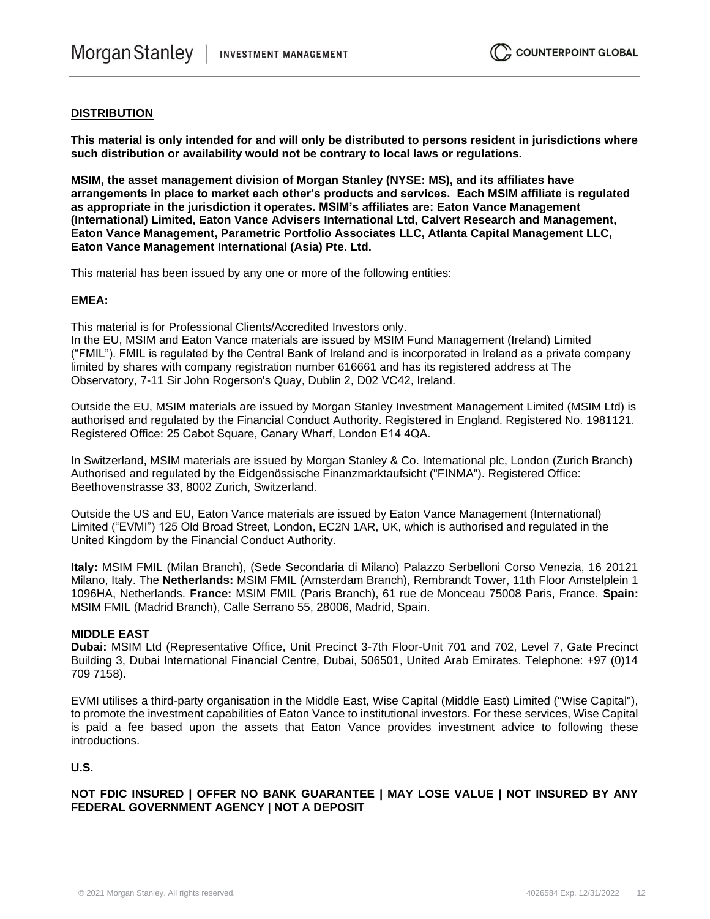**DISTRIBUTION**

**This material is only intended for and will only be distributed to persons resident in jurisdictions where such distribution or availability would not be contrary to local laws or regulations.**

**MSIM, the asset management division of Morgan Stanley (NYSE: MS), and its affiliates have arrangements in place to market each other's products and services. Each MSIM affiliate is regulated as appropriate in the jurisdiction it operates. MSIM's affiliates are: Eaton Vance Management (International) Limited, Eaton Vance Advisers International Ltd, Calvert Research and Management, Eaton Vance Management, Parametric Portfolio Associates LLC, Atlanta Capital Management LLC, Eaton Vance Management International (Asia) Pte. Ltd.**

This material has been issued by any one or more of the following entities:

**EMEA:**

This material is for Professional Clients/Accredited Investors only.
In the EU, MSIM and Eaton Vance materials are issued by MSIM Fund Management (Ireland) Limited ("FMIL"). FMIL is regulated by the Central Bank of Ireland and is incorporated in Ireland as a private company limited by shares with company registration number 616661 and has its registered address at The Observatory, 7-11 Sir John Rogerson's Quay, Dublin 2, D02 VC42, Ireland.

Outside the EU, MSIM materials are issued by Morgan Stanley Investment Management Limited (MSIM Ltd) is authorised and regulated by the Financial Conduct Authority. Registered in England. Registered No. 1981121. Registered Office: 25 Cabot Square, Canary Wharf, London E14 4QA.

In Switzerland, MSIM materials are issued by Morgan Stanley & Co. International plc, London (Zurich Branch) Authorised and regulated by the Eidgenössische Finanzmarktaufsicht ("FINMA"). Registered Office: Beethovenstrasse 33, 8002 Zurich, Switzerland.

Outside the US and EU, Eaton Vance materials are issued by Eaton Vance Management (International) Limited ("EVMI") 125 Old Broad Street, London, EC2N 1AR, UK, which is authorised and regulated in the United Kingdom by the Financial Conduct Authority.

**Italy:** MSIM FMIL (Milan Branch), (Sede Secondaria di Milano) Palazzo Serbelloni Corso Venezia, 16 20121 Milano, Italy. The **Netherlands:** MSIM FMIL (Amsterdam Branch), Rembrandt Tower, 11th Floor Amstelplein 1 1096HA, Netherlands. **France:** MSIM FMIL (Paris Branch), 61 rue de Monceau 75008 Paris, France. **Spain:** MSIM FMIL (Madrid Branch), Calle Serrano 55, 28006, Madrid, Spain.

**MIDDLE EAST**

**Dubai:** MSIM Ltd (Representative Office, Unit Precinct 3-7th Floor-Unit 701 and 702, Level 7, Gate Precinct Building 3, Dubai International Financial Centre, Dubai, 506501, United Arab Emirates. Telephone: +97 (0)14 709 7158).

EVMI utilises a third-party organisation in the Middle East, Wise Capital (Middle East) Limited ("Wise Capital"), to promote the investment capabilities of Eaton Vance to institutional investors. For these services, Wise Capital is paid a fee based upon the assets that Eaton Vance provides investment advice to following these introductions.

**U.S.**

**NOT FDIC INSURED | OFFER NO BANK GUARANTEE | MAY LOSE VALUE | NOT INSURED BY ANY FEDERAL GOVERNMENT AGENCY | NOT A DEPOSIT**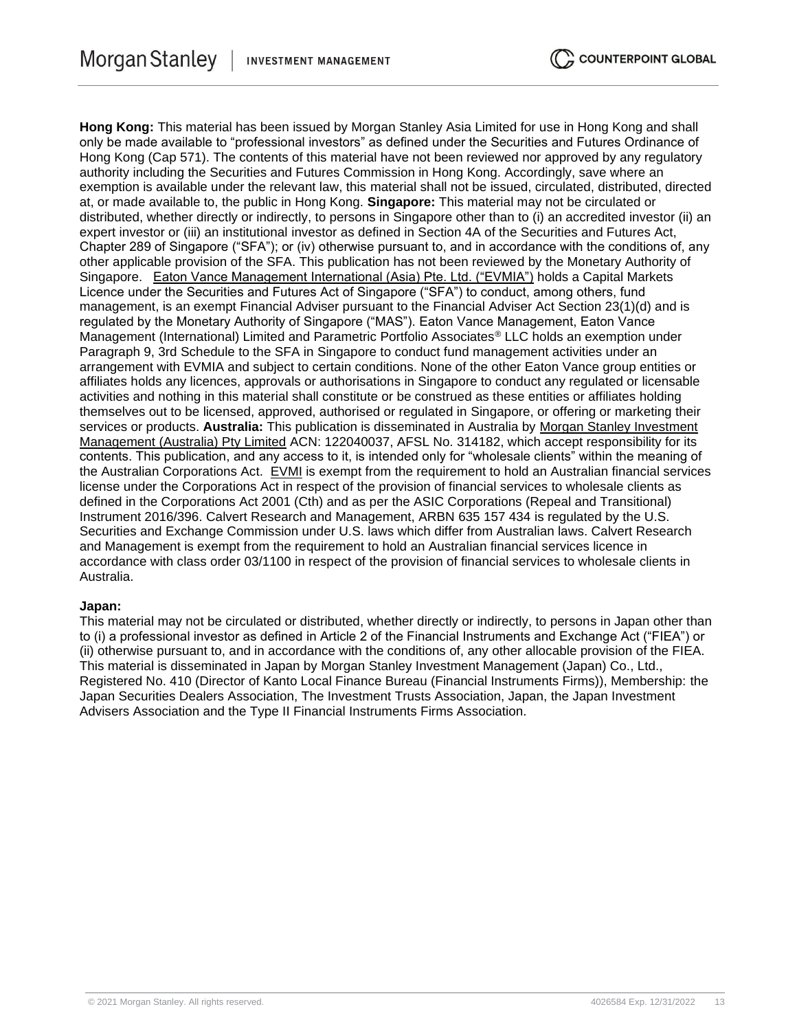**Hong Kong:** This material has been issued by Morgan Stanley Asia Limited for use in Hong Kong and shall only be made available to "professional investors" as defined under the Securities and Futures Ordinance of Hong Kong (Cap 571). The contents of this material have not been reviewed nor approved by any regulatory authority including the Securities and Futures Commission in Hong Kong. Accordingly, save where an exemption is available under the relevant law, this material shall not be issued, circulated, distributed, directed at, or made available to, the public in Hong Kong. **Singapore:** This material may not be circulated or distributed, whether directly or indirectly, to persons in Singapore other than to (i) an accredited investor (ii) an expert investor or (iii) an institutional investor as defined in Section 4A of the Securities and Futures Act, Chapter 289 of Singapore ("SFA"); or (iv) otherwise pursuant to, and in accordance with the conditions of, any other applicable provision of the SFA. This publication has not been reviewed by the Monetary Authority of Singapore. Eaton Vance Management International (Asia) Pte. Ltd. ("EVMIA") holds a Capital Markets Licence under the Securities and Futures Act of Singapore ("SFA") to conduct, among others, fund management, is an exempt Financial Adviser pursuant to the Financial Adviser Act Section 23(1)(d) and is regulated by the Monetary Authority of Singapore ("MAS"). Eaton Vance Management, Eaton Vance Management (International) Limited and Parametric Portfolio Associates® LLC holds an exemption under Paragraph 9, 3rd Schedule to the SFA in Singapore to conduct fund management activities under an arrangement with EVMIA and subject to certain conditions. None of the other Eaton Vance group entities or affiliates holds any licences, approvals or authorisations in Singapore to conduct any regulated or licensable activities and nothing in this material shall constitute or be construed as these entities or affiliates holding themselves out to be licensed, approved, authorised or regulated in Singapore, or offering or marketing their services or products. **Australia:** This publication is disseminated in Australia by Morgan Stanley Investment Management (Australia) Pty Limited ACN: 122040037, AFSL No. 314182, which accept responsibility for its contents. This publication, and any access to it, is intended only for "wholesale clients" within the meaning of the Australian Corporations Act. EVMI is exempt from the requirement to hold an Australian financial services license under the Corporations Act in respect of the provision of financial services to wholesale clients as defined in the Corporations Act 2001 (Cth) and as per the ASIC Corporations (Repeal and Transitional) Instrument 2016/396. Calvert Research and Management, ARBN 635 157 434 is regulated by the U.S. Securities and Exchange Commission under U.S. laws which differ from Australian laws. Calvert Research and Management is exempt from the requirement to hold an Australian financial services licence in accordance with class order 03/1100 in respect of the provision of financial services to wholesale clients in Australia.

**Japan:**

This material may not be circulated or distributed, whether directly or indirectly, to persons in Japan other than to (i) a professional investor as defined in Article 2 of the Financial Instruments and Exchange Act ("FIEA") or (ii) otherwise pursuant to, and in accordance with the conditions of, any other allocable provision of the FIEA. This material is disseminated in Japan by Morgan Stanley Investment Management (Japan) Co., Ltd., Registered No. 410 (Director of Kanto Local Finance Bureau (Financial Instruments Firms)), Membership: the Japan Securities Dealers Association, The Investment Trusts Association, Japan, the Japan Investment Advisers Association and the Type II Financial Instruments Firms Association.